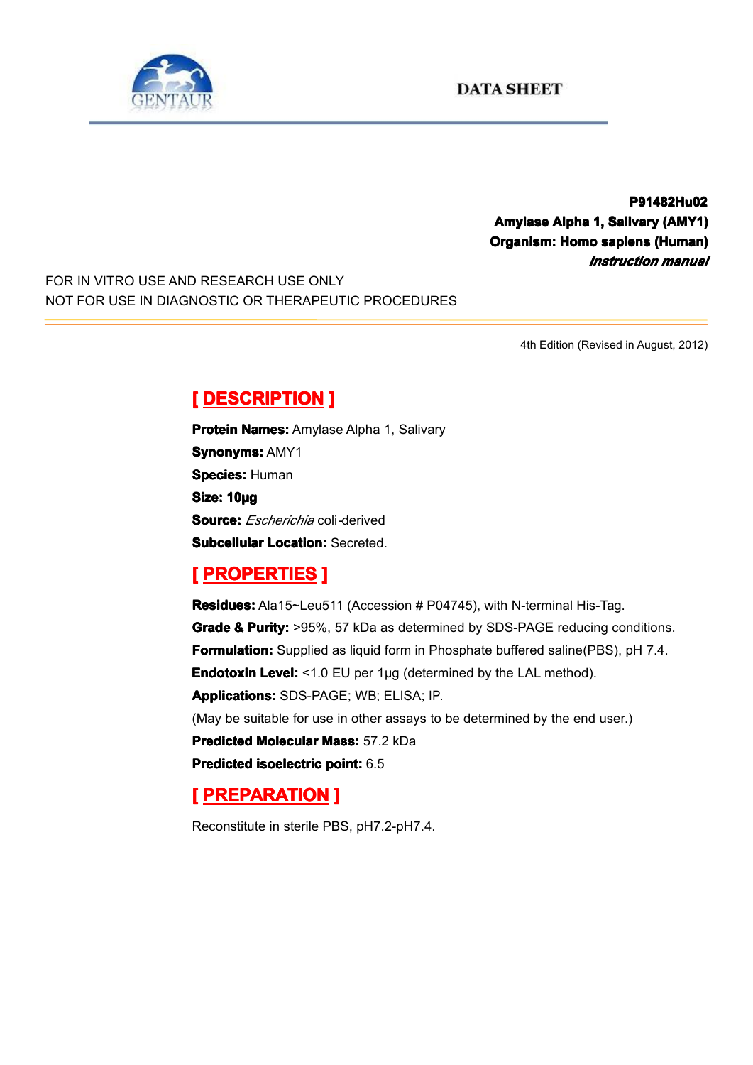DATA SHEET

**P91482Hu02**
**Amylase Alpha 1, Salivary (AMY1)**
**Organism: Homo sapiens (Human)**
***Instruction manual***

FOR IN VITRO USE AND RESEARCH USE ONLY
NOT FOR USE IN DIAGNOSTIC OR THERAPEUTIC PROCEDURES

4th Edition (Revised in August, 2012)

## [ DESCRIPTION ]

**Protein Names:** Amylase Alpha 1, Salivary
**Synonyms:** AMY1
**Species:** Human
**Size: 10μg**
**Source:** *Escherichia* coli-derived
**Subcellular Location:** Secreted.

## [ PROPERTIES ]

**Residues:** Ala15~Leu511 (Accession # P04745), with N-terminal His-Tag.
**Grade & Purity:** >95%, 57 kDa as determined by SDS-PAGE reducing conditions.
**Formulation:** Supplied as liquid form in Phosphate buffered saline(PBS), pH 7.4.
**Endotoxin Level:** <1.0 EU per 1μg (determined by the LAL method).
**Applications:** SDS-PAGE; WB; ELISA; IP.
(May be suitable for use in other assays to be determined by the end user.)
**Predicted Molecular Mass:** 57.2 kDa
**Predicted isoelectric point:** 6.5

## [ PREPARATION ]

Reconstitute in sterile PBS, pH7.2-pH7.4.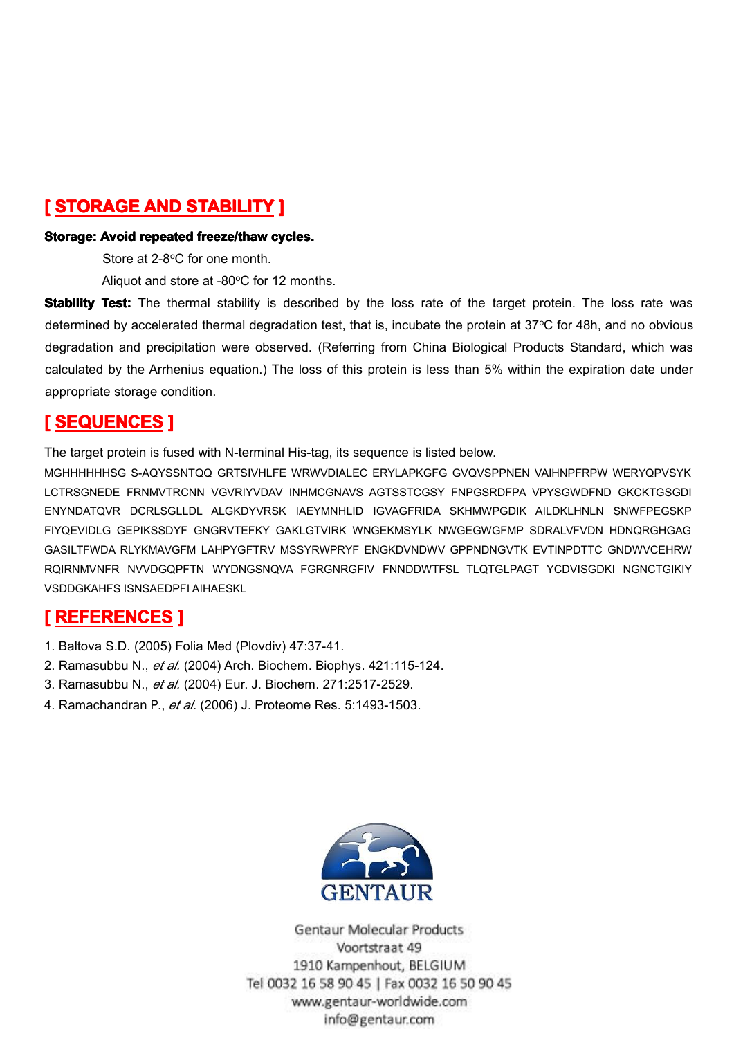## [ STORAGE AND STABILITY ]

**Storage: Avoid repeated freeze/thaw cycles.**

Store at 2-8$^{o}$C for one month.

Aliquot and store at -80$^{o}$C for 12 months.

**Stability Test:** The thermal stability is described by the loss rate of the target protein. The loss rate was determined by accelerated thermal degradation test, that is, incubate the protein at 37$^{o}$C for 48h, and no obvious degradation and precipitation were observed. (Referring from China Biological Products Standard, which was calculated by the Arrhenius equation.) The loss of this protein is less than 5% within the expiration date under appropriate storage condition.

## [ SEQUENCES ]

The target protein is fused with N-terminal His-tag, its sequence is listed below.

MGHHHHHHSG S-AQYSSNTQQ GRTSIVHLFE WRWVDIALEC ERYLAPKGFG GVQVSPPNEN VAIHNPFRPW WERYQPVSYK LCTRSGNEDE FRNMVTRCNN VGVRIYVDAV INHMCGNAVS AGTSSTCGSY FNPGSRDFPA VPYSGWDFND GKCKTGSGDI ENYNDATQVR DCRLSGLLDL ALGKDYVRSK IAEYMNHLID IGVAGFRIDA SKHMWPGDIK AILDKLHNLN SNWFPEGSKP FIYQEVIDLG GEPIKSSDYF GNGRVTEFKY GAKLGTVIRK WNGEKMSYLK NWGEGWGFMP SDRALVFVDN HDNQRGHGAG GASILTFWDA RLYKMAVGFM LAHPYGFTRV MSSYRWPRYF ENGKDVNDWV GPPNDNGVTK EVTINPDTTC GNDWVCEHRW RQIRNMVNFR NVVDGQPFTN WYDNGSNQVA FGRGNRGFIV FNNDDWTFSL TLQTGLPAGT YCDVISGDKI NGNCTGIKIY VSDDGKAHFS ISNSAEDPFI AIHAESKL

## [ REFERENCES ]

1. Baltova S.D. (2005) Folia Med (Plovdiv) 47:37-41.
2. Ramasubbu N., *et al.* (2004) Arch. Biochem. Biophys. 421:115-124.
3. Ramasubbu N., *et al.* (2004) Eur. J. Biochem. 271:2517-2529.
4. Ramachandran P., *et al.* (2006) J. Proteome Res. 5:1493-1503.

GENTAUR

Gentaur Molecular Products
Voortstraat 49
1910 Kampenhout, BELGIUM
Tel 0032 16 58 90 45 | Fax 0032 16 50 90 45
www.gentaur-worldwide.com
info@gentaur.com